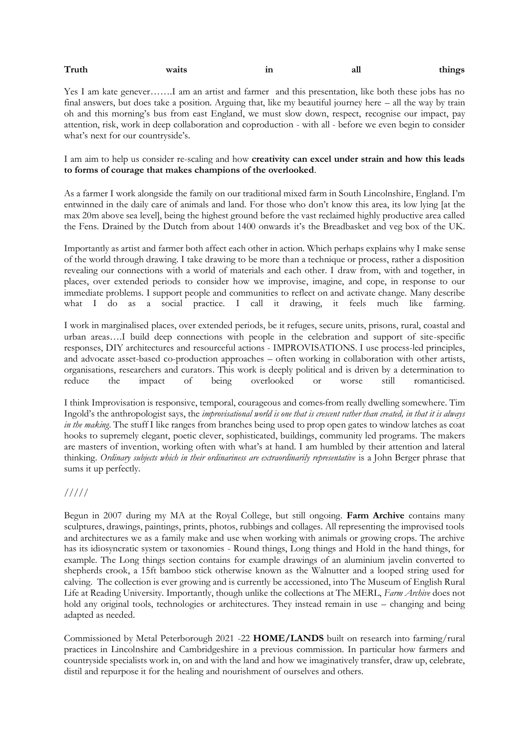**Truth waits in all things**

Yes I am kate genever…….I am an artist and farmer and this presentation, like both these jobs has no final answers, but does take a position. Arguing that, like my beautiful journey here – all the way by train oh and this morning's bus from east England, we must slow down, respect, recognise our impact, pay attention, risk, work in deep collaboration and coproduction - with all - before we even begin to consider what's next for our countryside's.

I am aim to help us consider re-scaling and how **creativity can excel under strain and how this leads to forms of courage that makes champions of the overlooked**.

As a farmer I work alongside the family on our traditional mixed farm in South Lincolnshire, England. I'm entwinned in the daily care of animals and land. For those who don't know this area, its low lying [at the max 20m above sea level], being the highest ground before the vast reclaimed highly productive area called the Fens. Drained by the Dutch from about 1400 onwards it's the Breadbasket and veg box of the UK.

Importantly as artist and farmer both affect each other in action. Which perhaps explains why I make sense of the world through drawing. I take drawing to be more than a technique or process, rather a disposition revealing our connections with a world of materials and each other. I draw from, with and together, in places, over extended periods to consider how we improvise, imagine, and cope, in response to our immediate problems. I support people and communities to reflect on and activate change. Many describe what I do as a social practice. I call it drawing, it feels much like farming.

I work in marginalised places, over extended periods, be it refuges, secure units, prisons, rural, coastal and urban areas….I build deep connections with people in the celebration and support of site-specific responses, DIY architectures and resourceful actions - IMPROVISATIONS. I use process-led principles, and advocate asset-based co-production approaches – often working in collaboration with other artists, organisations, researchers and curators. This work is deeply political and is driven by a determination to reduce the impact of being overlooked or worse still romanticised.

I think Improvisation is responsive, temporal, courageous and comes-from really dwelling somewhere. Tim Ingold's the anthropologist says, the *improvisational world is one that is crescent rather than created, in that it is always in the making*. The stuff I like ranges from branches being used to prop open gates to window latches as coat hooks to supremely elegant, poetic clever, sophisticated, buildings, community led programs. The makers are masters of invention, working often with what's at hand. I am humbled by their attention and lateral thinking. *Ordinary subjects which in their ordinariness are extraordinarily representative* is a John Berger phrase that sums it up perfectly.

/////

Begun in 2007 during my MA at the Royal College, but still ongoing. **Farm Archive** contains many sculptures, drawings, paintings, prints, photos, rubbings and collages. All representing the improvised tools and architectures we as a family make and use when working with animals or growing crops. The archive has its idiosyncratic system or taxonomies - Round things, Long things and Hold in the hand things, for example. The Long things section contains for example drawings of an aluminium javelin converted to shepherds crook, a 15ft bamboo stick otherwise known as the Walnutter and a looped string used for calving. The collection is ever growing and is currently be accessioned, into The Museum of English Rural Life at Reading University. Importantly, though unlike the collections at The MERL, *Farm Archive* does not hold any original tools, technologies or architectures. They instead remain in use – changing and being adapted as needed.

Commissioned by Metal Peterborough 2021 -22 **HOME/LANDS** built on research into farming/rural practices in Lincolnshire and Cambridgeshire in a previous commission. In particular how farmers and countryside specialists work in, on and with the land and how we imaginatively transfer, draw up, celebrate, distil and repurpose it for the healing and nourishment of ourselves and others.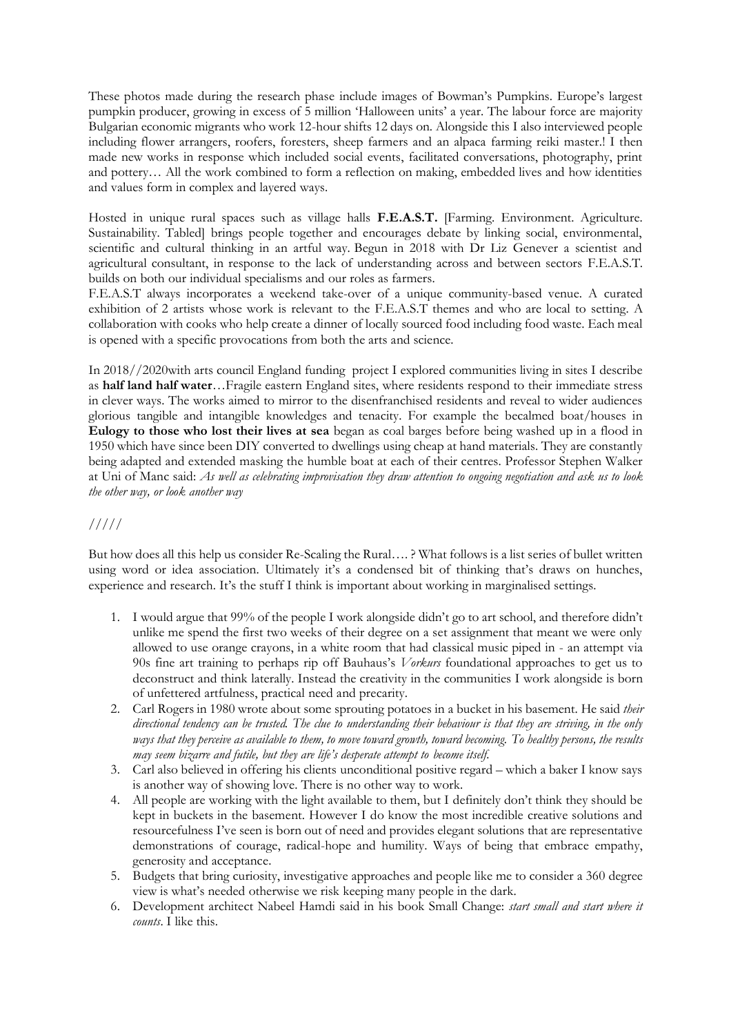These photos made during the research phase include images of Bowman's Pumpkins. Europe's largest pumpkin producer, growing in excess of 5 million 'Halloween units' a year. The labour force are majority Bulgarian economic migrants who work 12-hour shifts 12 days on. Alongside this I also interviewed people including flower arrangers, roofers, foresters, sheep farmers and an alpaca farming reiki master.! I then made new works in response which included social events, facilitated conversations, photography, print and pottery… All the work combined to form a reflection on making, embedded lives and how identities and values form in complex and layered ways.

Hosted in unique rural spaces such as village halls **F.E.A.S.T.** [Farming. Environment. Agriculture. Sustainability. Tabled] brings people together and encourages debate by linking social, environmental, scientific and cultural thinking in an artful way. Begun in 2018 with Dr Liz Genever a scientist and agricultural consultant, in response to the lack of understanding across and between sectors F.E.A.S.T. builds on both our individual specialisms and our roles as farmers.

F.E.A.S.T always incorporates a weekend take-over of a unique community-based venue. A curated exhibition of 2 artists whose work is relevant to the F.E.A.S.T themes and who are local to setting. A collaboration with cooks who help create a dinner of locally sourced food including food waste. Each meal is opened with a specific provocations from both the arts and science.

In 2018//2020with arts council England funding project I explored communities living in sites I describe as **half land half water**…Fragile eastern England sites, where residents respond to their immediate stress in clever ways. The works aimed to mirror to the disenfranchised residents and reveal to wider audiences glorious tangible and intangible knowledges and tenacity. For example the becalmed boat/houses in **Eulogy to those who lost their lives at sea** began as coal barges before being washed up in a flood in 1950 which have since been DIY converted to dwellings using cheap at hand materials. They are constantly being adapted and extended masking the humble boat at each of their centres. Professor Stephen Walker at Uni of Manc said: *As well as celebrating improvisation they draw attention to ongoing negotiation and ask us to look the other way, or look another way*

/////

But how does all this help us consider Re-Scaling the Rural…. ? What follows is a list series of bullet written using word or idea association. Ultimately it's a condensed bit of thinking that's draws on hunches, experience and research. It's the stuff I think is important about working in marginalised settings.

1. I would argue that 99% of the people I work alongside didn't go to art school, and therefore didn't unlike me spend the first two weeks of their degree on a set assignment that meant we were only allowed to use orange crayons, in a white room that had classical music piped in - an attempt via 90s fine art training to perhaps rip off Bauhaus's *Vorkurs* foundational approaches to get us to deconstruct and think laterally. Instead the creativity in the communities I work alongside is born of unfettered artfulness, practical need and precarity.
2. Carl Rogers in 1980 wrote about some sprouting potatoes in a bucket in his basement. He said *their directional tendency can be trusted. The clue to understanding their behaviour is that they are striving, in the only ways that they perceive as available to them, to move toward growth, toward becoming. To healthy persons, the results may seem bizarre and futile, but they are life's desperate attempt to become itself.*
3. Carl also believed in offering his clients unconditional positive regard – which a baker I know says is another way of showing love. There is no other way to work.
4. All people are working with the light available to them, but I definitely don't think they should be kept in buckets in the basement. However I do know the most incredible creative solutions and resourcefulness I've seen is born out of need and provides elegant solutions that are representative demonstrations of courage, radical-hope and humility. Ways of being that embrace empathy, generosity and acceptance.
5. Budgets that bring curiosity, investigative approaches and people like me to consider a 360 degree view is what's needed otherwise we risk keeping many people in the dark.
6. Development architect Nabeel Hamdi said in his book Small Change: *start small and start where it counts*. I like this.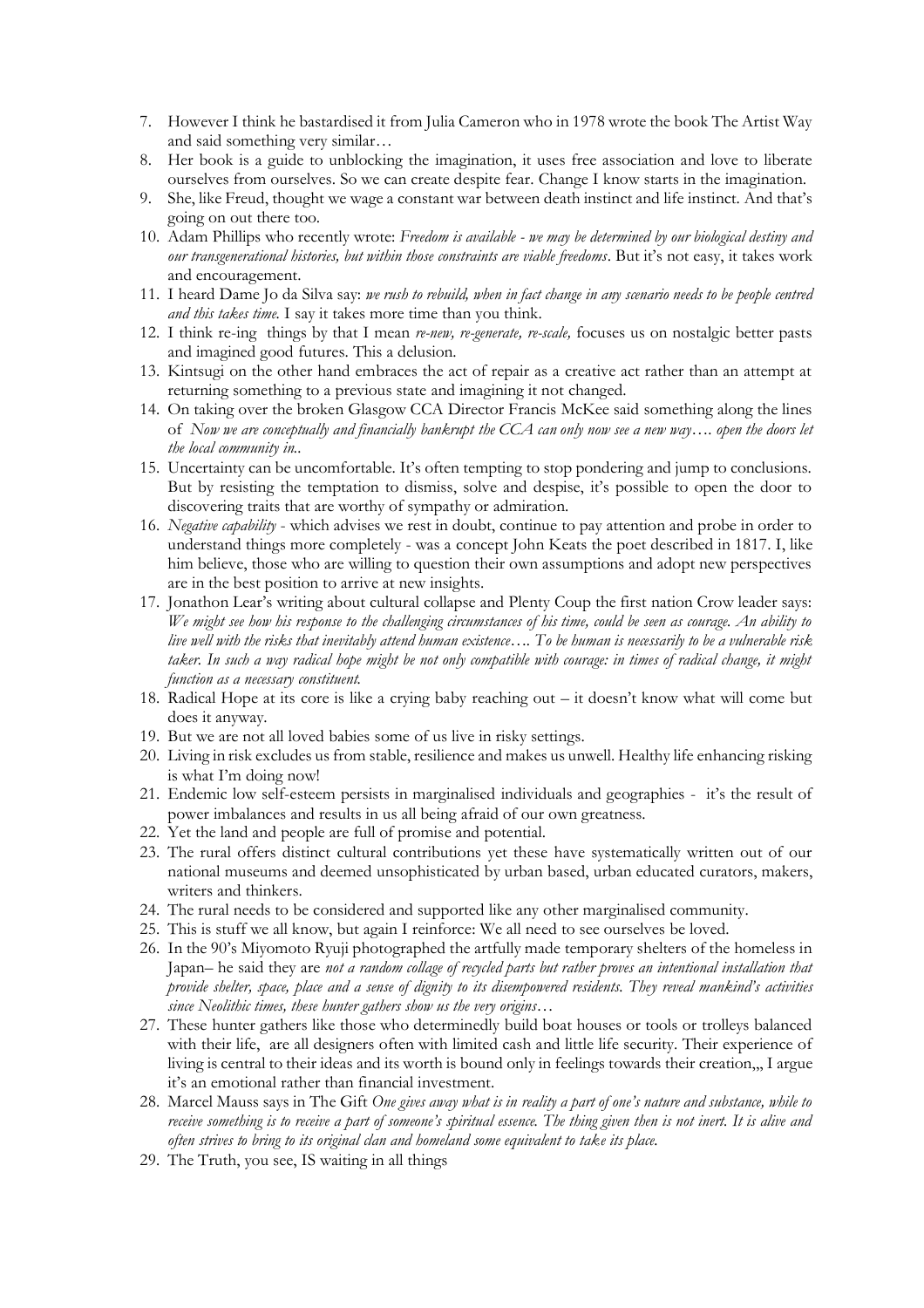7. However I think he bastardised it from Julia Cameron who in 1978 wrote the book The Artist Way and said something very similar…
8. Her book is a guide to unblocking the imagination, it uses free association and love to liberate ourselves from ourselves. So we can create despite fear. Change I know starts in the imagination.
9. She, like Freud, thought we wage a constant war between death instinct and life instinct. And that's going on out there too.
10. Adam Phillips who recently wrote: *Freedom is available - we may be determined by our biological destiny and our transgenerational histories, but within those constraints are viable freedoms*. But it's not easy, it takes work and encouragement.
11. I heard Dame Jo da Silva say: *we rush to rebuild, when in fact change in any scenario needs to be people centred and this takes time.* I say it takes more time than you think.
12. I think re-ing things by that I mean *re-new, re-generate, re-scale,* focuses us on nostalgic better pasts and imagined good futures. This a delusion.
13. Kintsugi on the other hand embraces the act of repair as a creative act rather than an attempt at returning something to a previous state and imagining it not changed.
14. On taking over the broken Glasgow CCA Director Francis McKee said something along the lines of *Now we are conceptually and financially bankrupt the CCA can only now see a new way…. open the doors let the local community in..*
15. Uncertainty can be uncomfortable. It's often tempting to stop pondering and jump to conclusions. But by resisting the temptation to dismiss, solve and despise, it's possible to open the door to discovering traits that are worthy of sympathy or admiration.
16. *Negative capability* - which advises we rest in doubt, continue to pay attention and probe in order to understand things more completely - was a concept John Keats the poet described in 1817. I, like him believe, those who are willing to question their own assumptions and adopt new perspectives are in the best position to arrive at new insights.
17. Jonathon Lear's writing about cultural collapse and Plenty Coup the first nation Crow leader says: *We might see how his response to the challenging circumstances of his time, could be seen as courage. An ability to live well with the risks that inevitably attend human existence…. To be human is necessarily to be a vulnerable risk taker. In such a way radical hope might be not only compatible with courage: in times of radical change, it might function as a necessary constituent.*
18. Radical Hope at its core is like a crying baby reaching out – it doesn't know what will come but does it anyway.
19. But we are not all loved babies some of us live in risky settings.
20. Living in risk excludes us from stable, resilience and makes us unwell. Healthy life enhancing risking is what I'm doing now!
21. Endemic low self-esteem persists in marginalised individuals and geographies - it's the result of power imbalances and results in us all being afraid of our own greatness.
22. Yet the land and people are full of promise and potential.
23. The rural offers distinct cultural contributions yet these have systematically written out of our national museums and deemed unsophisticated by urban based, urban educated curators, makers, writers and thinkers.
24. The rural needs to be considered and supported like any other marginalised community.
25. This is stuff we all know, but again I reinforce: We all need to see ourselves be loved.
26. In the 90's Miyomoto Ryuji photographed the artfully made temporary shelters of the homeless in Japan– he said they are *not a random collage of recycled parts but rather proves an intentional installation that provide shelter, space, place and a sense of dignity to its disempowered residents. They reveal mankind's activities since Neolithic times, these hunter gathers show us the very origins…*
27. These hunter gathers like those who determinedly build boat houses or tools or trolleys balanced with their life, are all designers often with limited cash and little life security. Their experience of living is central to their ideas and its worth is bound only in feelings towards their creation,,, I argue it's an emotional rather than financial investment.
28. Marcel Mauss says in The Gift *One gives away what is in reality a part of one's nature and substance, while to receive something is to receive a part of someone's spiritual essence. The thing given then is not inert. It is alive and often strives to bring to its original clan and homeland some equivalent to take its place.*
29. The Truth, you see, IS waiting in all things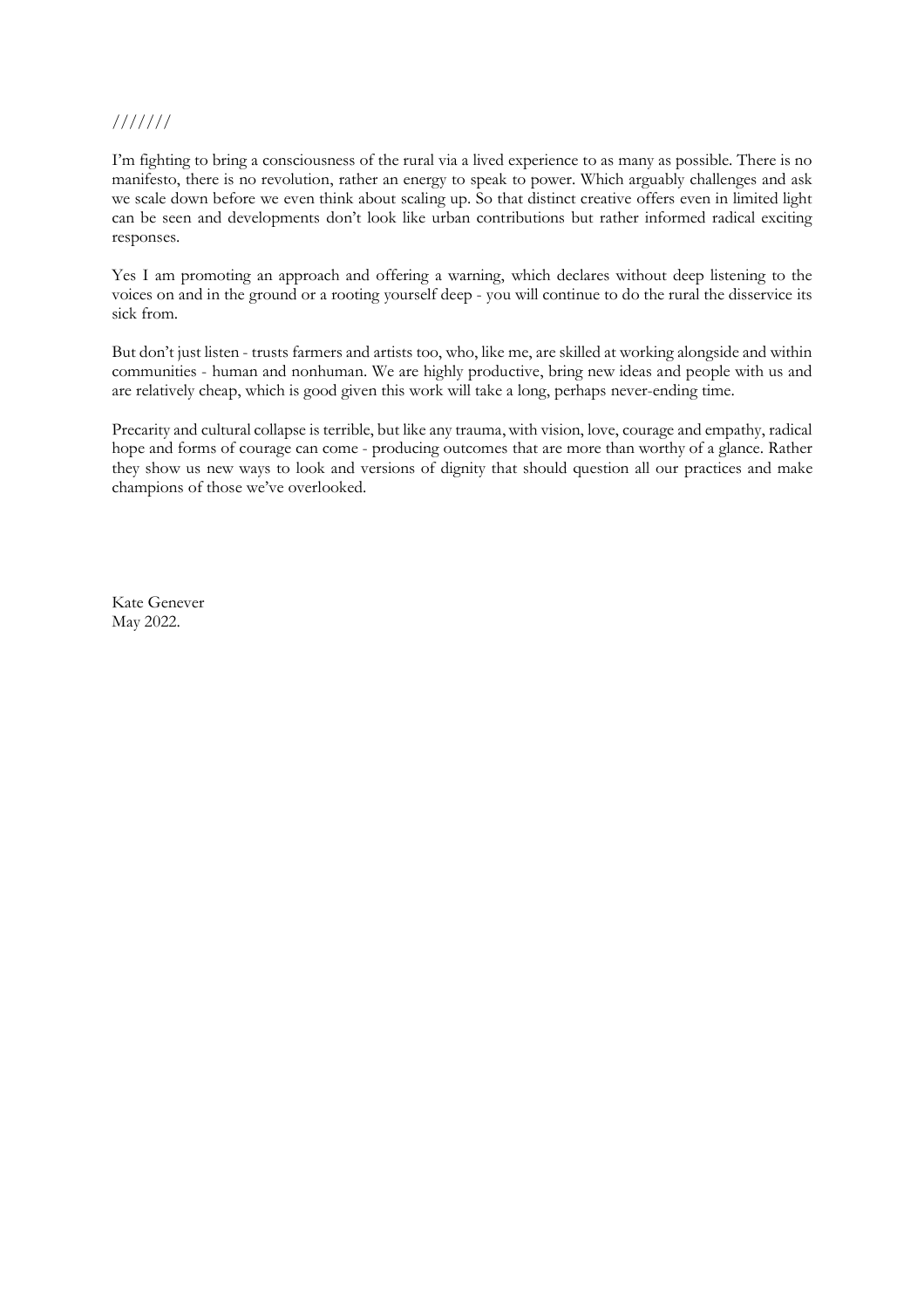///////

I'm fighting to bring a consciousness of the rural via a lived experience to as many as possible. There is no manifesto, there is no revolution, rather an energy to speak to power. Which arguably challenges and ask we scale down before we even think about scaling up. So that distinct creative offers even in limited light can be seen and developments don't look like urban contributions but rather informed radical exciting responses.

Yes I am promoting an approach and offering a warning, which declares without deep listening to the voices on and in the ground or a rooting yourself deep - you will continue to do the rural the disservice its sick from.

But don't just listen - trusts farmers and artists too, who, like me, are skilled at working alongside and within communities - human and nonhuman. We are highly productive, bring new ideas and people with us and are relatively cheap, which is good given this work will take a long, perhaps never-ending time.

Precarity and cultural collapse is terrible, but like any trauma, with vision, love, courage and empathy, radical hope and forms of courage can come - producing outcomes that are more than worthy of a glance. Rather they show us new ways to look and versions of dignity that should question all our practices and make champions of those we've overlooked.

Kate Genever
May 2022.